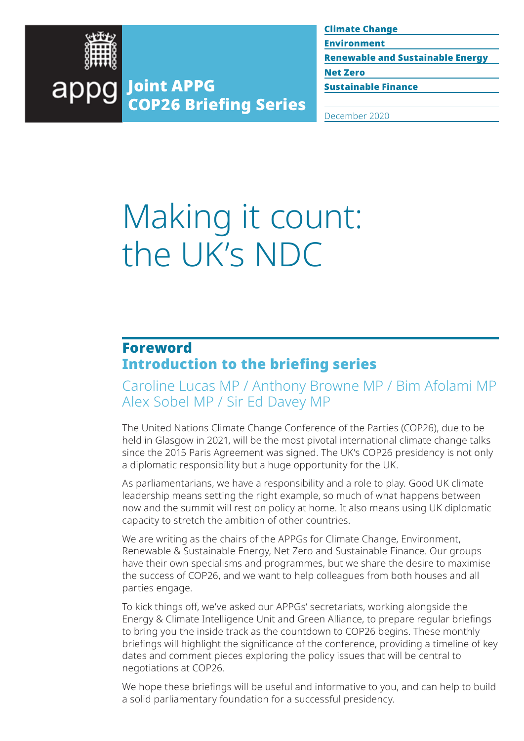appg **Joint APPG COP26 Briefing Series**

**Climate Change**
**Environment**
**Renewable and Sustainable Energy**
**Net Zero**
**Sustainable Finance**

December 2020

# Making it count: the UK's NDC

## Foreword
## Introduction to the briefing series

### Caroline Lucas MP / Anthony Browne MP / Bim Afolami MP Alex Sobel MP / Sir Ed Davey MP

The United Nations Climate Change Conference of the Parties (COP26), due to be held in Glasgow in 2021, will be the most pivotal international climate change talks since the 2015 Paris Agreement was signed. The UK's COP26 presidency is not only a diplomatic responsibility but a huge opportunity for the UK.

As parliamentarians, we have a responsibility and a role to play. Good UK climate leadership means setting the right example, so much of what happens between now and the summit will rest on policy at home. It also means using UK diplomatic capacity to stretch the ambition of other countries.

We are writing as the chairs of the APPGs for Climate Change, Environment, Renewable & Sustainable Energy, Net Zero and Sustainable Finance. Our groups have their own specialisms and programmes, but we share the desire to maximise the success of COP26, and we want to help colleagues from both houses and all parties engage.

To kick things off, we've asked our APPGs' secretariats, working alongside the Energy & Climate Intelligence Unit and Green Alliance, to prepare regular briefings to bring you the inside track as the countdown to COP26 begins. These monthly briefings will highlight the significance of the conference, providing a timeline of key dates and comment pieces exploring the policy issues that will be central to negotiations at COP26.

We hope these briefings will be useful and informative to you, and can help to build a solid parliamentary foundation for a successful presidency.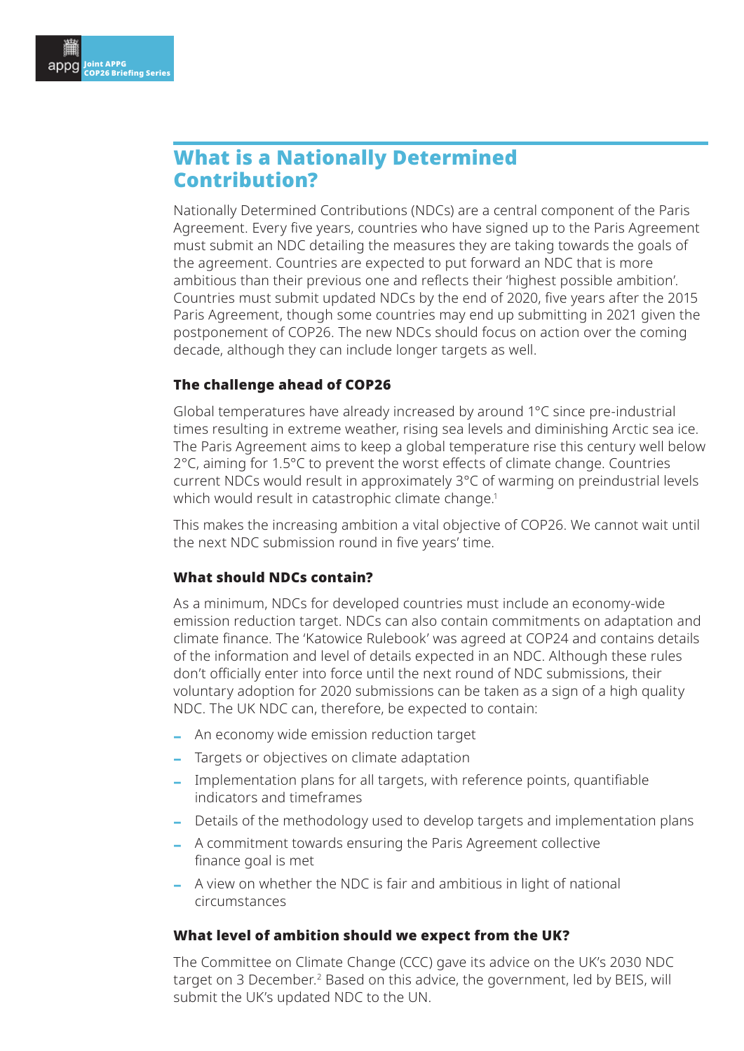## What is a Nationally Determined Contribution?

Nationally Determined Contributions (NDCs) are a central component of the Paris Agreement. Every five years, countries who have signed up to the Paris Agreement must submit an NDC detailing the measures they are taking towards the goals of the agreement. Countries are expected to put forward an NDC that is more ambitious than their previous one and reflects their 'highest possible ambition'. Countries must submit updated NDCs by the end of 2020, five years after the 2015 Paris Agreement, though some countries may end up submitting in 2021 given the postponement of COP26. The new NDCs should focus on action over the coming decade, although they can include longer targets as well.

### The challenge ahead of COP26

Global temperatures have already increased by around 1°C since pre-industrial times resulting in extreme weather, rising sea levels and diminishing Arctic sea ice. The Paris Agreement aims to keep a global temperature rise this century well below 2°C, aiming for 1.5°C to prevent the worst effects of climate change. Countries current NDCs would result in approximately 3°C of warming on preindustrial levels which would result in catastrophic climate change.[1]

This makes the increasing ambition a vital objective of COP26. We cannot wait until the next NDC submission round in five years' time.

### What should NDCs contain?

As a minimum, NDCs for developed countries must include an economy-wide emission reduction target. NDCs can also contain commitments on adaptation and climate finance. The 'Katowice Rulebook' was agreed at COP24 and contains details of the information and level of details expected in an NDC. Although these rules don't officially enter into force until the next round of NDC submissions, their voluntary adoption for 2020 submissions can be taken as a sign of a high quality NDC. The UK NDC can, therefore, be expected to contain:

- An economy wide emission reduction target
- Targets or objectives on climate adaptation
- Implementation plans for all targets, with reference points, quantifiable indicators and timeframes
- Details of the methodology used to develop targets and implementation plans
- A commitment towards ensuring the Paris Agreement collective finance goal is met
- A view on whether the NDC is fair and ambitious in light of national circumstances

### What level of ambition should we expect from the UK?

The Committee on Climate Change (CCC) gave its advice on the UK's 2030 NDC target on 3 December.[2] Based on this advice, the government, led by BEIS, will submit the UK's updated NDC to the UN.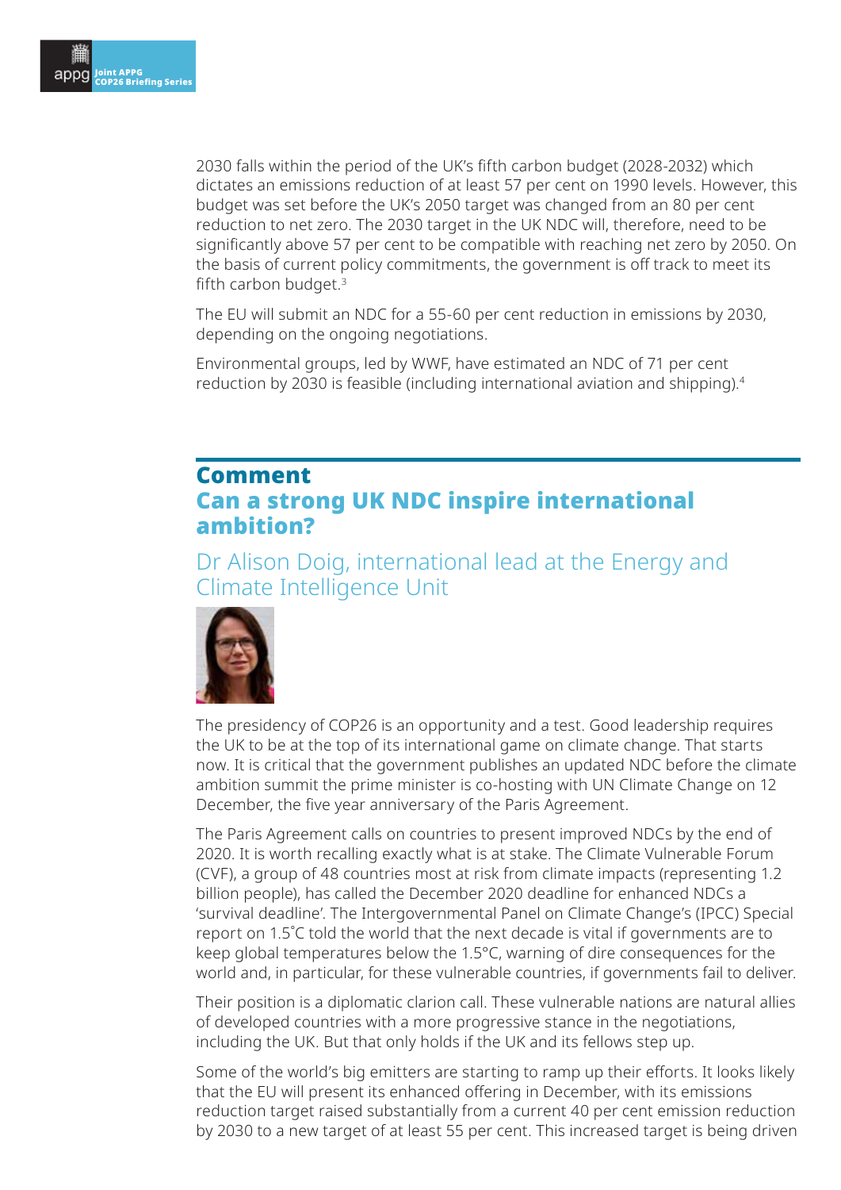2030 falls within the period of the UK's fifth carbon budget (2028-2032) which dictates an emissions reduction of at least 57 per cent on 1990 levels. However, this budget was set before the UK's 2050 target was changed from an 80 per cent reduction to net zero. The 2030 target in the UK NDC will, therefore, need to be significantly above 57 per cent to be compatible with reaching net zero by 2050. On the basis of current policy commitments, the government is off track to meet its fifth carbon budget.[3]

The EU will submit an NDC for a 55-60 per cent reduction in emissions by 2030, depending on the ongoing negotiations.

Environmental groups, led by WWF, have estimated an NDC of 71 per cent reduction by 2030 is feasible (including international aviation and shipping).[4]

## Comment

## Can a strong UK NDC inspire international ambition?

### Dr Alison Doig, international lead at the Energy and Climate Intelligence Unit

The presidency of COP26 is an opportunity and a test. Good leadership requires the UK to be at the top of its international game on climate change. That starts now. It is critical that the government publishes an updated NDC before the climate ambition summit the prime minister is co-hosting with UN Climate Change on 12 December, the five year anniversary of the Paris Agreement.

The Paris Agreement calls on countries to present improved NDCs by the end of 2020. It is worth recalling exactly what is at stake. The Climate Vulnerable Forum (CVF), a group of 48 countries most at risk from climate impacts (representing 1.2 billion people), has called the December 2020 deadline for enhanced NDCs a 'survival deadline'. The Intergovernmental Panel on Climate Change's (IPCC) Special report on 1.5˚C told the world that the next decade is vital if governments are to keep global temperatures below the 1.5°C, warning of dire consequences for the world and, in particular, for these vulnerable countries, if governments fail to deliver.

Their position is a diplomatic clarion call. These vulnerable nations are natural allies of developed countries with a more progressive stance in the negotiations, including the UK. But that only holds if the UK and its fellows step up.

Some of the world's big emitters are starting to ramp up their efforts. It looks likely that the EU will present its enhanced offering in December, with its emissions reduction target raised substantially from a current 40 per cent emission reduction by 2030 to a new target of at least 55 per cent. This increased target is being driven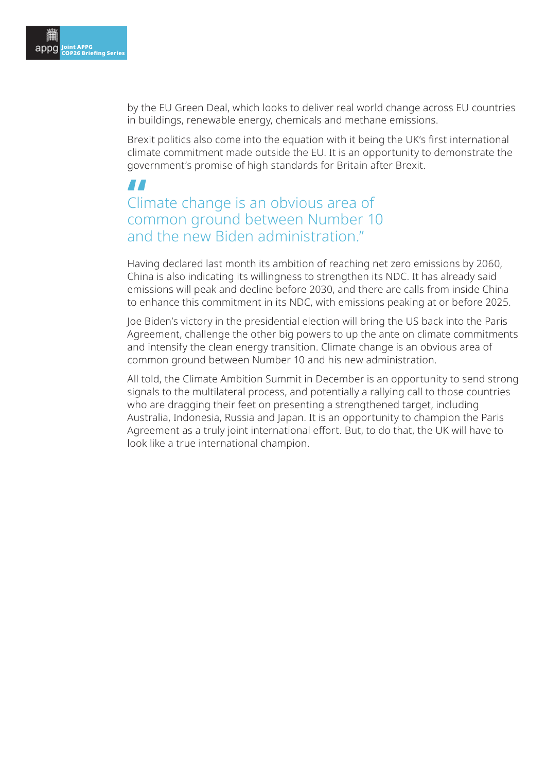by the EU Green Deal, which looks to deliver real world change across EU countries in buildings, renewable energy, chemicals and methane emissions.

Brexit politics also come into the equation with it being the UK's first international climate commitment made outside the EU. It is an opportunity to demonstrate the government's promise of high standards for Britain after Brexit.

> "Climate change is an obvious area of common ground between Number 10 and the new Biden administration."

Having declared last month its ambition of reaching net zero emissions by 2060, China is also indicating its willingness to strengthen its NDC. It has already said emissions will peak and decline before 2030, and there are calls from inside China to enhance this commitment in its NDC, with emissions peaking at or before 2025.

Joe Biden's victory in the presidential election will bring the US back into the Paris Agreement, challenge the other big powers to up the ante on climate commitments and intensify the clean energy transition. Climate change is an obvious area of common ground between Number 10 and his new administration.

All told, the Climate Ambition Summit in December is an opportunity to send strong signals to the multilateral process, and potentially a rallying call to those countries who are dragging their feet on presenting a strengthened target, including Australia, Indonesia, Russia and Japan. It is an opportunity to champion the Paris Agreement as a truly joint international effort. But, to do that, the UK will have to look like a true international champion.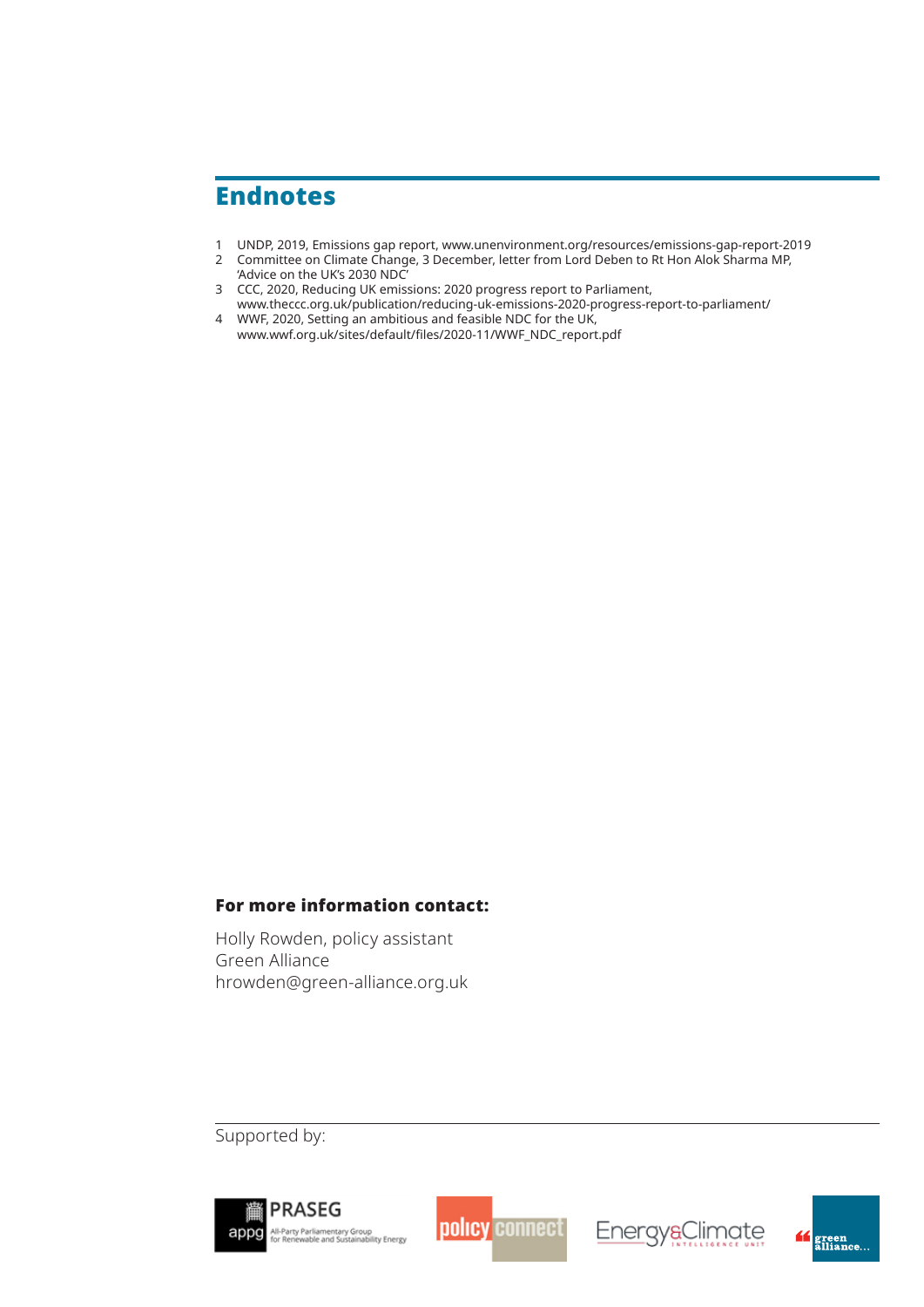## Endnotes

1. UNDP, 2019, Emissions gap report, www.unenvironment.org/resources/emissions-gap-report-2019
2. Committee on Climate Change, 3 December, letter from Lord Deben to Rt Hon Alok Sharma MP, 'Advice on the UK's 2030 NDC'
3. CCC, 2020, Reducing UK emissions: 2020 progress report to Parliament, www.theccc.org.uk/publication/reducing-uk-emissions-2020-progress-report-to-parliament/
4. WWF, 2020, Setting an ambitious and feasible NDC for the UK, www.wwf.org.uk/sites/default/files/2020-11/WWF_NDC_report.pdf

**For more information contact:**

Holly Rowden, policy assistant
Green Alliance
hrowden@green-alliance.org.uk

Supported by:

PRASEG appg All-Party Parliamentary Group for Renewable and Sustainability Energy

policy connect

Energy&Climate INTELLIGENCE UNIT

green alliance…